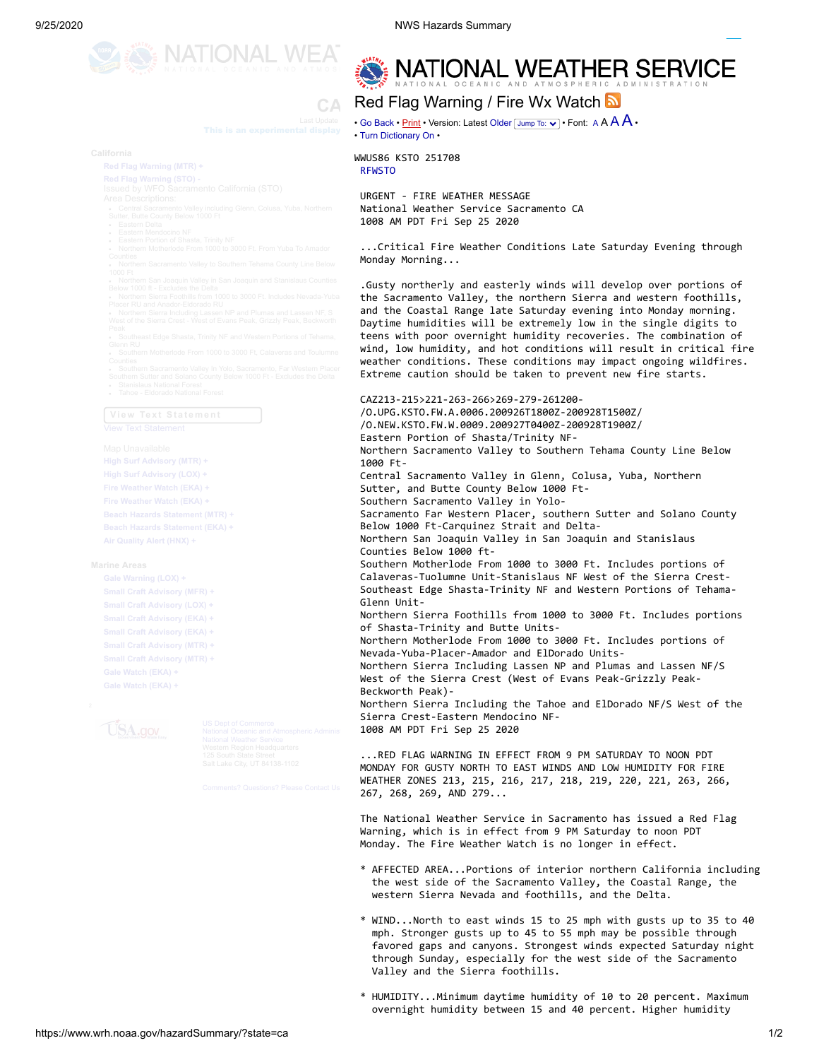# NATIONAL WEATHER SERVICE

NATIONAL OCEANIC AND ATMOSPHERIC ADMINISTRATION

## Red Flag Warning / Fire Wx Watch

• Go Back • Print • Version: Latest Older Jump To: • Font: A A A A •
• Turn Dictionary On •

```
WWUS86 KSTO 251708
RFWSTO

URGENT - FIRE WEATHER MESSAGE
National Weather Service Sacramento CA
1008 AM PDT Fri Sep 25 2020

...Critical Fire Weather Conditions Late Saturday Evening through
Monday Morning...

.Gusty northerly and easterly winds will develop over portions of
the Sacramento Valley, the northern Sierra and western foothills,
and the Coastal Range late Saturday evening into Monday morning.
Daytime humidities will be extremely low in the single digits to
teens with poor overnight humidity recoveries. The combination of
wind, low humidity, and hot conditions will result in critical fire
weather conditions. These conditions may impact ongoing wildfires.
Extreme caution should be taken to prevent new fire starts.

CAZ213-215>221-263-266>269-279-261200-
/O.UPG.KSTO.FW.A.0006.200926T1800Z-200928T1500Z/
/O.NEW.KSTO.FW.W.0009.200927T0400Z-200928T1900Z/
Eastern Portion of Shasta/Trinity NF-
Northern Sacramento Valley to Southern Tehama County Line Below
1000 Ft-
Central Sacramento Valley in Glenn, Colusa, Yuba, Northern
Sutter, and Butte County Below 1000 Ft-
Southern Sacramento Valley in Yolo-
Sacramento Far Western Placer, southern Sutter and Solano County
Below 1000 Ft-Carquinez Strait and Delta-
Northern San Joaquin Valley in San Joaquin and Stanislaus
Counties Below 1000 ft-
Southern Motherlode From 1000 to 3000 Ft. Includes portions of
Calaveras-Tuolumne Unit-Stanislaus NF West of the Sierra Crest-
Southeast Edge Shasta-Trinity NF and Western Portions of Tehama-
Glenn Unit-
Northern Sierra Foothills from 1000 to 3000 Ft. Includes portions
of Shasta-Trinity and Butte Units-
Northern Motherlode From 1000 to 3000 Ft. Includes portions of
Nevada-Yuba-Placer-Amador and ElDorado Units-
Northern Sierra Including Lassen NP and Plumas and Lassen NF/S
West of the Sierra Crest (West of Evans Peak-Grizzly Peak-
Beckworth Peak)-
Northern Sierra Including the Tahoe and ElDorado NF/S West of the
Sierra Crest-Eastern Mendocino NF-
1008 AM PDT Fri Sep 25 2020

...RED FLAG WARNING IN EFFECT FROM 9 PM SATURDAY TO NOON PDT
MONDAY FOR GUSTY NORTH TO EAST WINDS AND LOW HUMIDITY FOR FIRE
WEATHER ZONES 213, 215, 216, 217, 218, 219, 220, 221, 263, 266,
267, 268, 269, AND 279...

The National Weather Service in Sacramento has issued a Red Flag
Warning, which is in effect from 9 PM Saturday to noon PDT
Monday. The Fire Weather Watch is no longer in effect.

* AFFECTED AREA...Portions of interior northern California including
  the west side of the Sacramento Valley, the Coastal Range, the
  western Sierra Nevada and foothills, and the Delta.

* WIND...North to east winds 15 to 25 mph with gusts up to 35 to 40
  mph. Stronger gusts up to 45 to 55 mph may be possible through
  favored gaps and canyons. Strongest winds expected Saturday night
  through Sunday, especially for the west side of the Sacramento
  Valley and the Sierra foothills.

* HUMIDITY...Minimum daytime humidity of 10 to 20 percent. Maximum
  overnight humidity between 15 and 40 percent. Higher humidity
```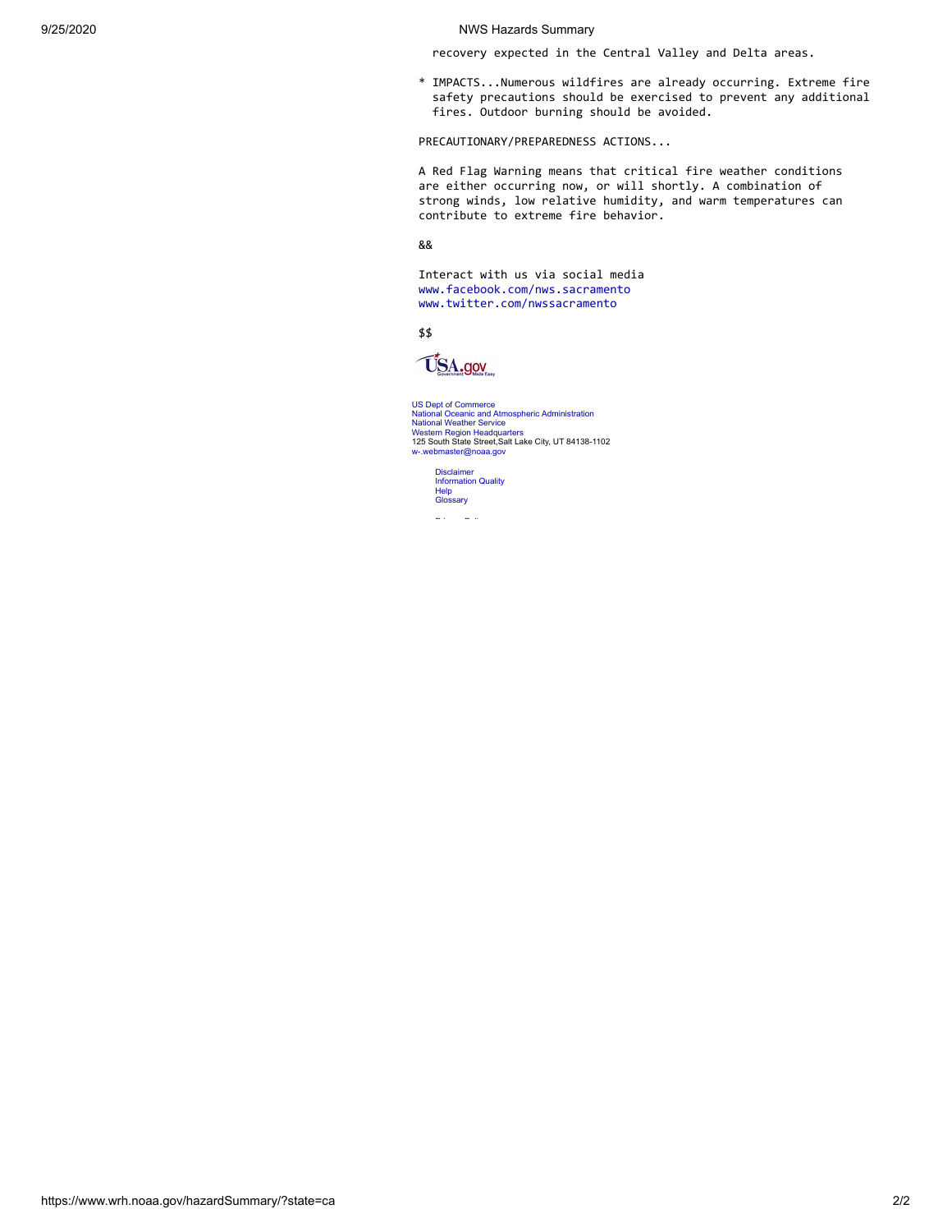recovery expected in the Central Valley and Delta areas.

* IMPACTS...Numerous wildfires are already occurring. Extreme fire safety precautions should be exercised to prevent any additional fires. Outdoor burning should be avoided.

PRECAUTIONARY/PREPAREDNESS ACTIONS...

A Red Flag Warning means that critical fire weather conditions are either occurring now, or will shortly. A combination of strong winds, low relative humidity, and warm temperatures can contribute to extreme fire behavior.

&&

Interact with us via social media
www.facebook.com/nws.sacramento
www.twitter.com/nwssacramento

$$

USA.gov Government Made Easy

US Dept of Commerce
National Oceanic and Atmospheric Administration
National Weather Service
Western Region Headquarters
125 South State Street,Salt Lake City, UT 84138-1102
w-.webmaster@noaa.gov

Disclaimer
Information Quality
Help
Glossary